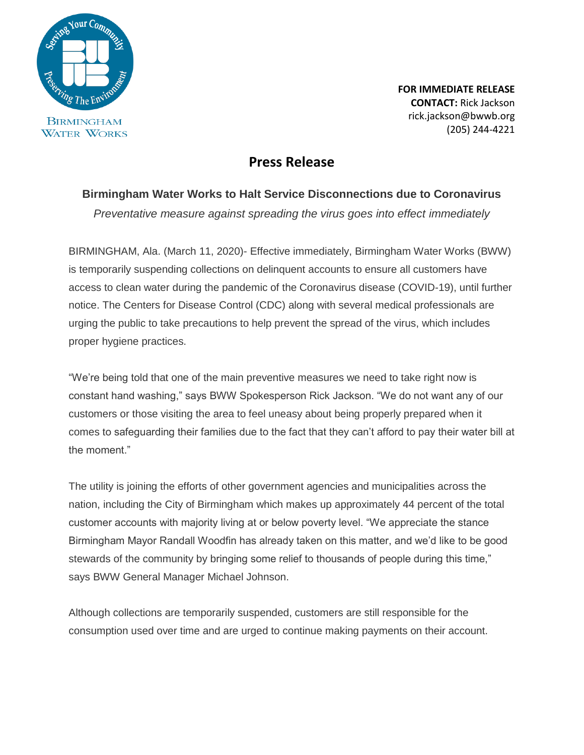Birmingham Water Works

**FOR IMMEDIATE RELEASE**
**CONTACT:** Rick Jackson
rick.jackson@bwwb.org
(205) 244-4221

# Press Release

## Birmingham Water Works to Halt Service Disconnections due to Coronavirus

*Preventative measure against spreading the virus goes into effect immediately*

BIRMINGHAM, Ala. (March 11, 2020)- Effective immediately, Birmingham Water Works (BWW) is temporarily suspending collections on delinquent accounts to ensure all customers have access to clean water during the pandemic of the Coronavirus disease (COVID-19), until further notice. The Centers for Disease Control (CDC) along with several medical professionals are urging the public to take precautions to help prevent the spread of the virus, which includes proper hygiene practices.

"We're being told that one of the main preventive measures we need to take right now is constant hand washing," says BWW Spokesperson Rick Jackson. "We do not want any of our customers or those visiting the area to feel uneasy about being properly prepared when it comes to safeguarding their families due to the fact that they can't afford to pay their water bill at the moment."

The utility is joining the efforts of other government agencies and municipalities across the nation, including the City of Birmingham which makes up approximately 44 percent of the total customer accounts with majority living at or below poverty level. "We appreciate the stance Birmingham Mayor Randall Woodfin has already taken on this matter, and we'd like to be good stewards of the community by bringing some relief to thousands of people during this time," says BWW General Manager Michael Johnson.

Although collections are temporarily suspended, customers are still responsible for the consumption used over time and are urged to continue making payments on their account.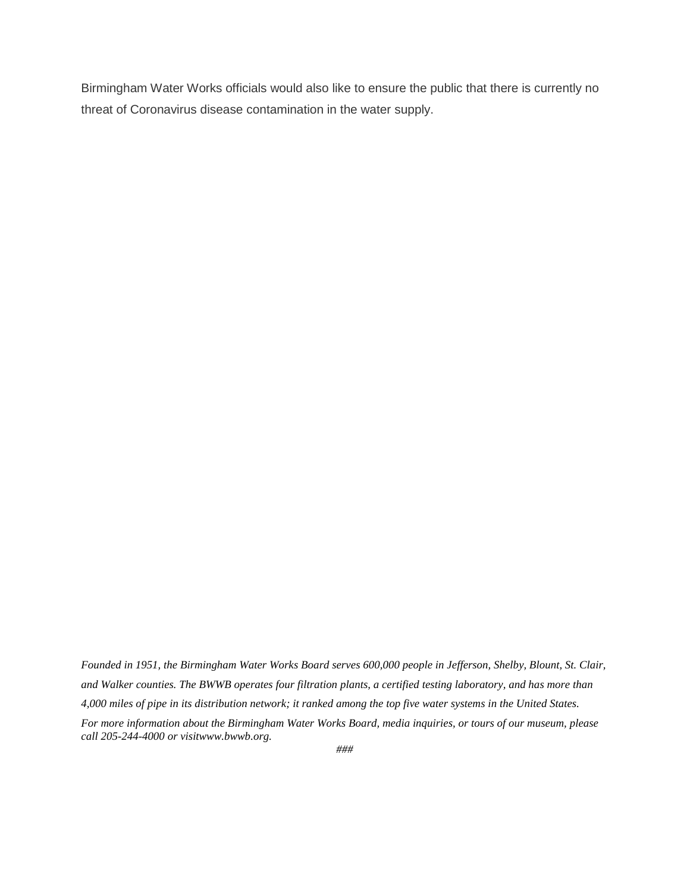Birmingham Water Works officials would also like to ensure the public that there is currently no threat of Coronavirus disease contamination in the water supply.

*Founded in 1951, the Birmingham Water Works Board serves 600,000 people in Jefferson, Shelby, Blount, St. Clair, and Walker counties. The BWWB operates four filtration plants, a certified testing laboratory, and has more than 4,000 miles of pipe in its distribution network; it ranked among the top five water systems in the United States.*

*For more information about the Birmingham Water Works Board, media inquiries, or tours of our museum, please call 205-244-4000 or visitwww.bwwb.org.*

###